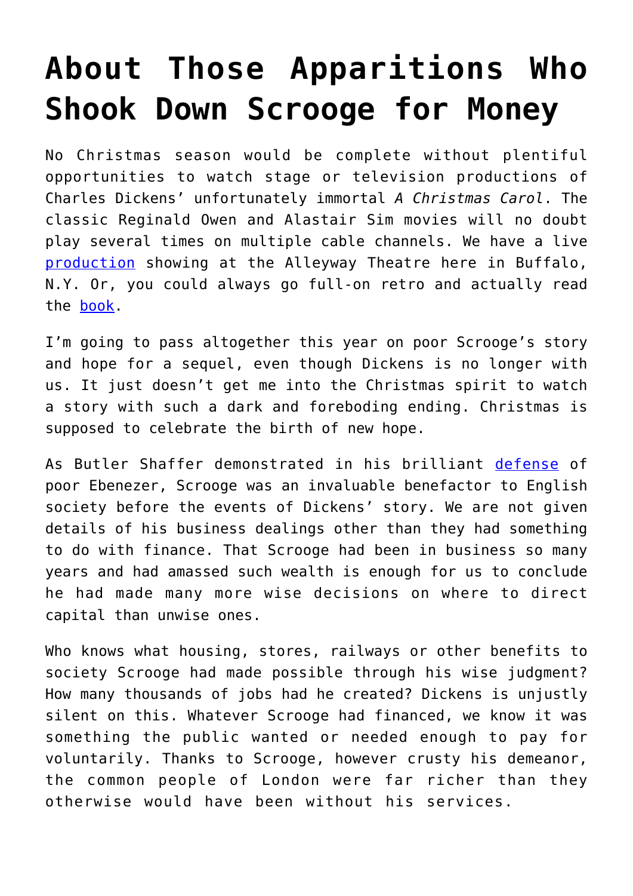# About Those Apparitions Who Shook Down Scrooge for Money

No Christmas season would be complete without plentiful opportunities to watch stage or television productions of Charles Dickens' unfortunately immortal *A Christmas Carol*. The classic Reginald Owen and Alastair Sim movies will no doubt play several times on multiple cable channels. We have a live [production](#) showing at the Alleyway Theatre here in Buffalo, N.Y. Or, you could always go full-on retro and actually read the [book](#).

I'm going to pass altogether this year on poor Scrooge's story and hope for a sequel, even though Dickens is no longer with us. It just doesn't get me into the Christmas spirit to watch a story with such a dark and foreboding ending. Christmas is supposed to celebrate the birth of new hope.

As Butler Shaffer demonstrated in his brilliant [defense](#) of poor Ebenezer, Scrooge was an invaluable benefactor to English society before the events of Dickens' story. We are not given details of his business dealings other than they had something to do with finance. That Scrooge had been in business so many years and had amassed such wealth is enough for us to conclude he had made many more wise decisions on where to direct capital than unwise ones.

Who knows what housing, stores, railways or other benefits to society Scrooge had made possible through his wise judgment? How many thousands of jobs had he created? Dickens is unjustly silent on this. Whatever Scrooge had financed, we know it was something the public wanted or needed enough to pay for voluntarily. Thanks to Scrooge, however crusty his demeanor, the common people of London were far richer than they otherwise would have been without his services.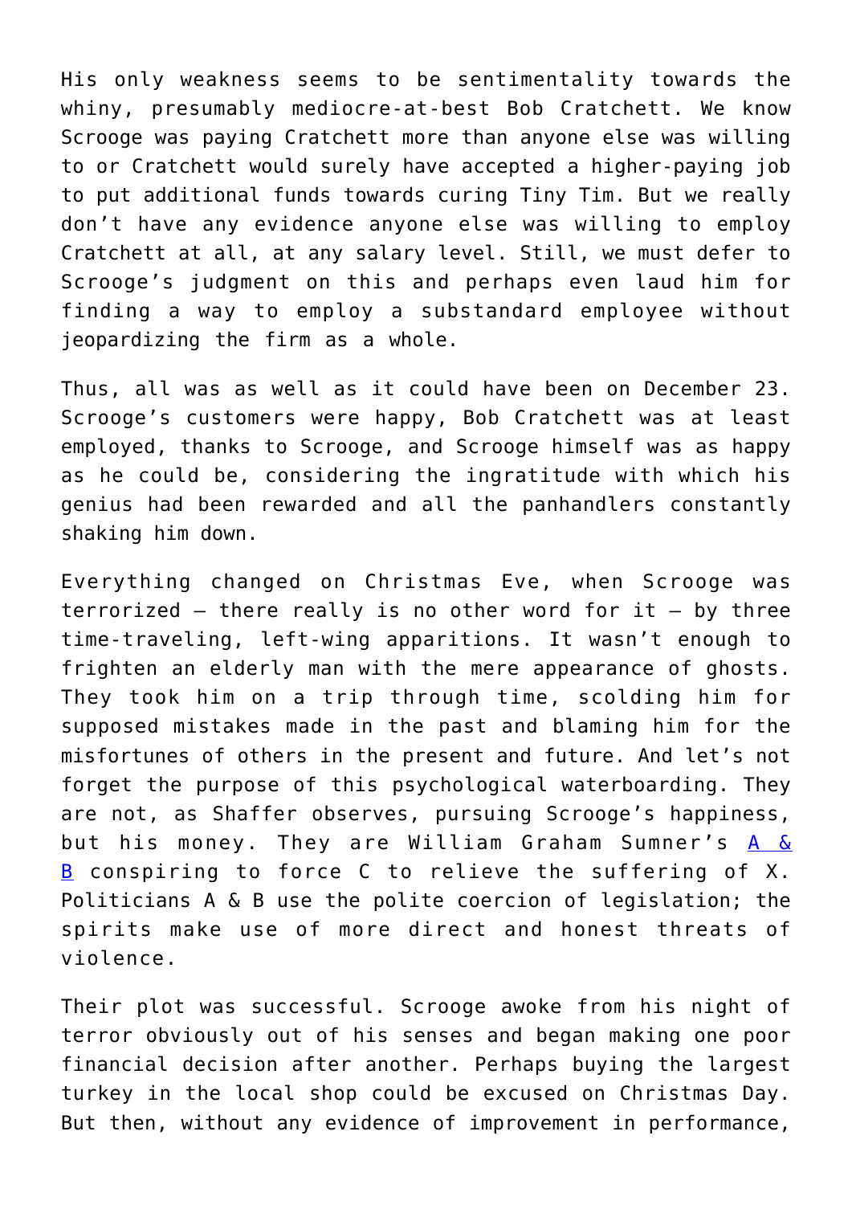His only weakness seems to be sentimentality towards the whiny, presumably mediocre-at-best Bob Cratchett. We know Scrooge was paying Cratchett more than anyone else was willing to or Cratchett would surely have accepted a higher-paying job to put additional funds towards curing Tiny Tim. But we really don't have any evidence anyone else was willing to employ Cratchett at all, at any salary level. Still, we must defer to Scrooge's judgment on this and perhaps even laud him for finding a way to employ a substandard employee without jeopardizing the firm as a whole.

Thus, all was as well as it could have been on December 23. Scrooge's customers were happy, Bob Cratchett was at least employed, thanks to Scrooge, and Scrooge himself was as happy as he could be, considering the ingratitude with which his genius had been rewarded and all the panhandlers constantly shaking him down.

Everything changed on Christmas Eve, when Scrooge was terrorized – there really is no other word for it – by three time-traveling, left-wing apparitions. It wasn't enough to frighten an elderly man with the mere appearance of ghosts. They took him on a trip through time, scolding him for supposed mistakes made in the past and blaming him for the misfortunes of others in the present and future. And let's not forget the purpose of this psychological waterboarding. They are not, as Shaffer observes, pursuing Scrooge's happiness, but his money. They are William Graham Sumner's A & B conspiring to force C to relieve the suffering of X. Politicians A & B use the polite coercion of legislation; the spirits make use of more direct and honest threats of violence.

Their plot was successful. Scrooge awoke from his night of terror obviously out of his senses and began making one poor financial decision after another. Perhaps buying the largest turkey in the local shop could be excused on Christmas Day. But then, without any evidence of improvement in performance,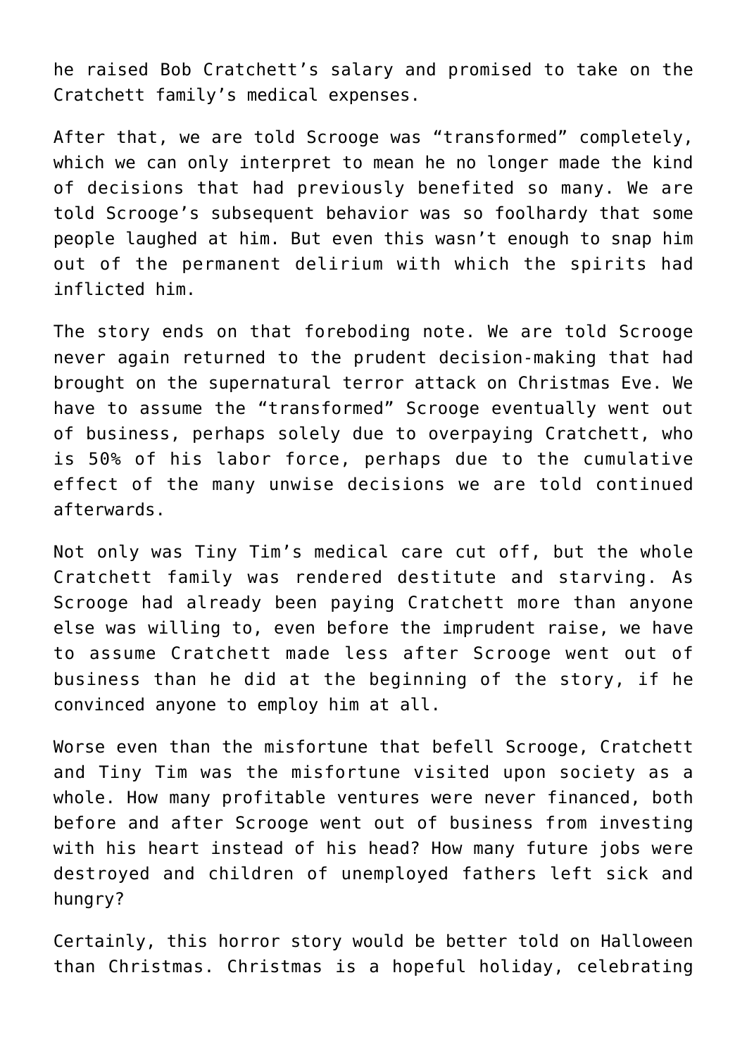he raised Bob Cratchett's salary and promised to take on the Cratchett family's medical expenses.

After that, we are told Scrooge was "transformed" completely, which we can only interpret to mean he no longer made the kind of decisions that had previously benefited so many. We are told Scrooge's subsequent behavior was so foolhardy that some people laughed at him. But even this wasn't enough to snap him out of the permanent delirium with which the spirits had inflicted him.

The story ends on that foreboding note. We are told Scrooge never again returned to the prudent decision-making that had brought on the supernatural terror attack on Christmas Eve. We have to assume the "transformed" Scrooge eventually went out of business, perhaps solely due to overpaying Cratchett, who is 50% of his labor force, perhaps due to the cumulative effect of the many unwise decisions we are told continued afterwards.

Not only was Tiny Tim's medical care cut off, but the whole Cratchett family was rendered destitute and starving. As Scrooge had already been paying Cratchett more than anyone else was willing to, even before the imprudent raise, we have to assume Cratchett made less after Scrooge went out of business than he did at the beginning of the story, if he convinced anyone to employ him at all.

Worse even than the misfortune that befell Scrooge, Cratchett and Tiny Tim was the misfortune visited upon society as a whole. How many profitable ventures were never financed, both before and after Scrooge went out of business from investing with his heart instead of his head? How many future jobs were destroyed and children of unemployed fathers left sick and hungry?

Certainly, this horror story would be better told on Halloween than Christmas. Christmas is a hopeful holiday, celebrating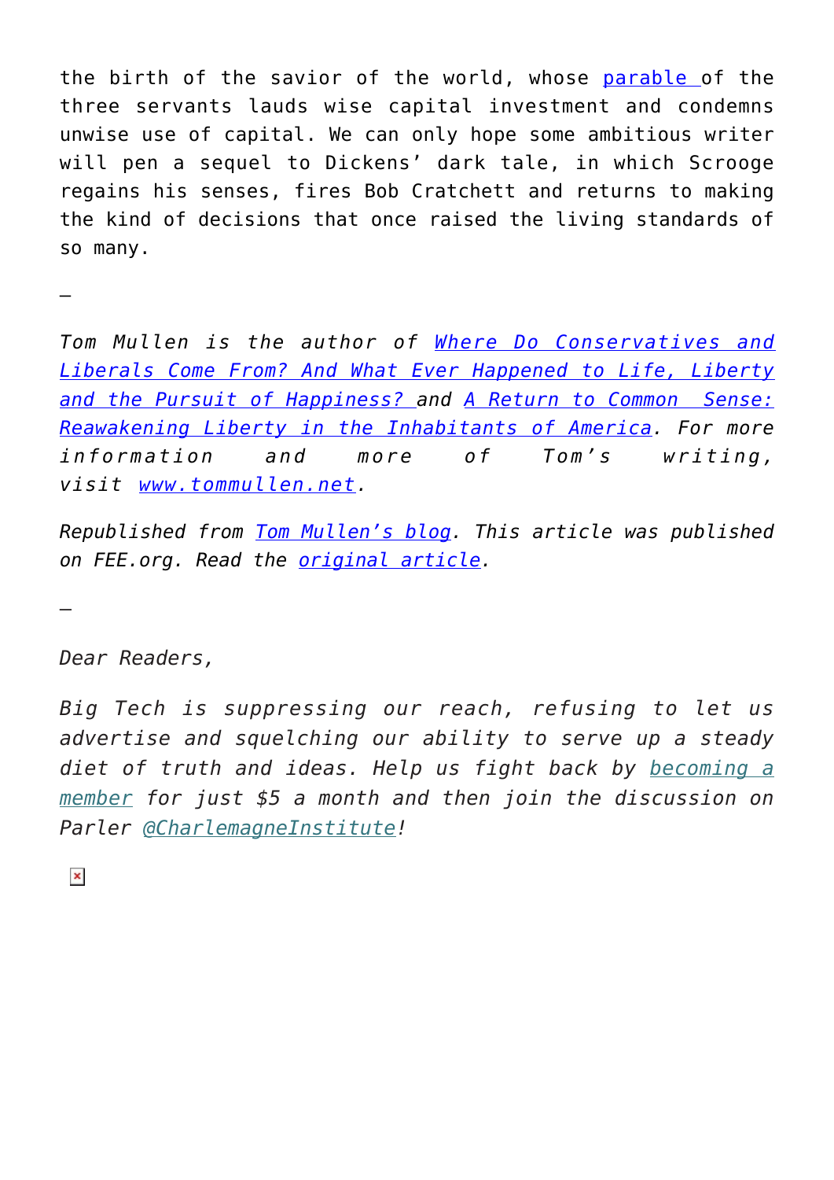the birth of the savior of the world, whose parable of the three servants lauds wise capital investment and condemns unwise use of capital. We can only hope some ambitious writer will pen a sequel to Dickens' dark tale, in which Scrooge regains his senses, fires Bob Cratchett and returns to making the kind of decisions that once raised the living standards of so many.

—

*Tom Mullen is the author of Where Do Conservatives and Liberals Come From? And What Ever Happened to Life, Liberty and the Pursuit of Happiness? and A Return to Common Sense: Reawakening Liberty in the Inhabitants of America. For more information and more of Tom's writing, visit www.tommullen.net.*

*Republished from Tom Mullen's blog. This article was published on FEE.org. Read the original article.*

—

*Dear Readers,*

*Big Tech is suppressing our reach, refusing to let us advertise and squelching our ability to serve up a steady diet of truth and ideas. Help us fight back by becoming a member for just $5 a month and then join the discussion on Parler @CharlemagneInstitute!*